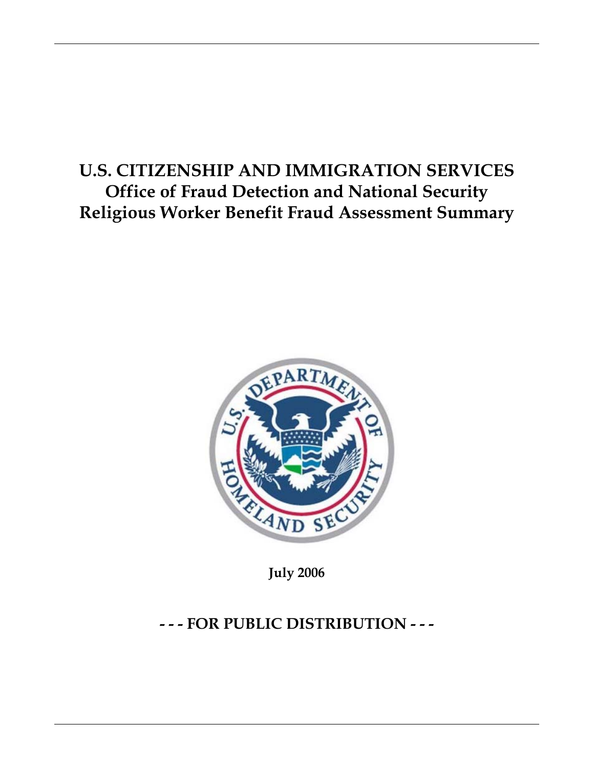# U.S. CITIZENSHIP AND IMMIGRATION SERVICES
## Office of Fraud Detection and National Security
## Religious Worker Benefit Fraud Assessment Summary

**July 2006**

**- - - FOR PUBLIC DISTRIBUTION - - -**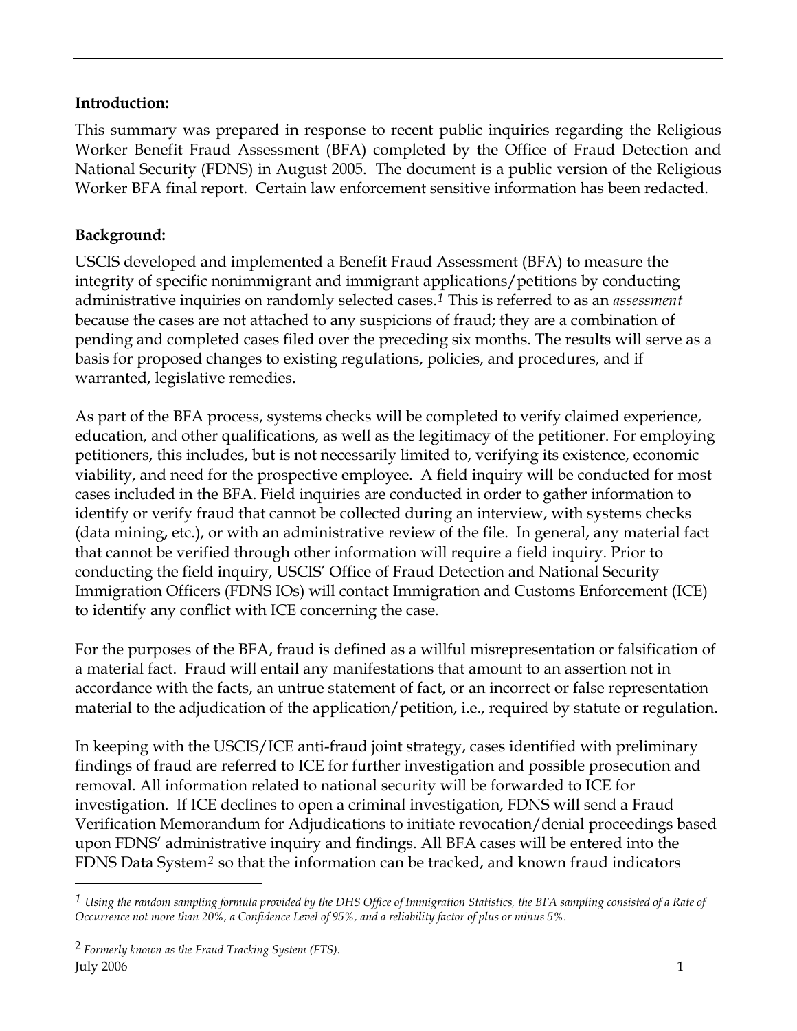**Introduction:**

This summary was prepared in response to recent public inquiries regarding the Religious Worker Benefit Fraud Assessment (BFA) completed by the Office of Fraud Detection and National Security (FDNS) in August 2005. The document is a public version of the Religious Worker BFA final report. Certain law enforcement sensitive information has been redacted.

**Background:**

USCIS developed and implemented a Benefit Fraud Assessment (BFA) to measure the integrity of specific nonimmigrant and immigrant applications/petitions by conducting administrative inquiries on randomly selected cases.[1] This is referred to as an *assessment* because the cases are not attached to any suspicions of fraud; they are a combination of pending and completed cases filed over the preceding six months. The results will serve as a basis for proposed changes to existing regulations, policies, and procedures, and if warranted, legislative remedies.

As part of the BFA process, systems checks will be completed to verify claimed experience, education, and other qualifications, as well as the legitimacy of the petitioner. For employing petitioners, this includes, but is not necessarily limited to, verifying its existence, economic viability, and need for the prospective employee. A field inquiry will be conducted for most cases included in the BFA. Field inquiries are conducted in order to gather information to identify or verify fraud that cannot be collected during an interview, with systems checks (data mining, etc.), or with an administrative review of the file. In general, any material fact that cannot be verified through other information will require a field inquiry. Prior to conducting the field inquiry, USCIS' Office of Fraud Detection and National Security Immigration Officers (FDNS IOs) will contact Immigration and Customs Enforcement (ICE) to identify any conflict with ICE concerning the case.

For the purposes of the BFA, fraud is defined as a willful misrepresentation or falsification of a material fact. Fraud will entail any manifestations that amount to an assertion not in accordance with the facts, an untrue statement of fact, or an incorrect or false representation material to the adjudication of the application/petition, i.e., required by statute or regulation.

In keeping with the USCIS/ICE anti-fraud joint strategy, cases identified with preliminary findings of fraud are referred to ICE for further investigation and possible prosecution and removal. All information related to national security will be forwarded to ICE for investigation. If ICE declines to open a criminal investigation, FDNS will send a Fraud Verification Memorandum for Adjudications to initiate revocation/denial proceedings based upon FDNS' administrative inquiry and findings. All BFA cases will be entered into the FDNS Data System[2] so that the information can be tracked, and known fraud indicators

---

[1] *Using the random sampling formula provided by the DHS Office of Immigration Statistics, the BFA sampling consisted of a Rate of Occurrence not more than 20%, a Confidence Level of 95%, and a reliability factor of plus or minus 5%.*

[2] *Formerly known as the Fraud Tracking System (FTS).*

July 2006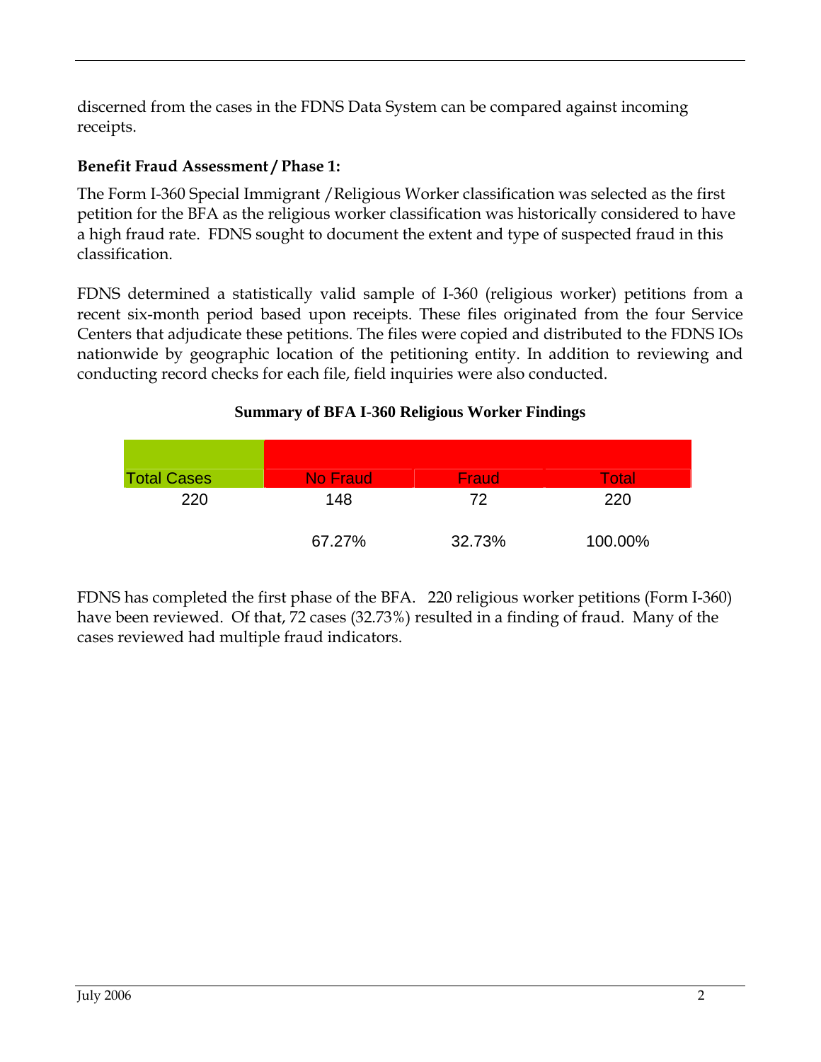discerned from the cases in the FDNS Data System can be compared against incoming receipts.

**Benefit Fraud Assessment / Phase 1:**

The Form I-360 Special Immigrant /Religious Worker classification was selected as the first petition for the BFA as the religious worker classification was historically considered to have a high fraud rate. FDNS sought to document the extent and type of suspected fraud in this classification.

FDNS determined a statistically valid sample of I-360 (religious worker) petitions from a recent six-month period based upon receipts. These files originated from the four Service Centers that adjudicate these petitions. The files were copied and distributed to the FDNS IOs nationwide by geographic location of the petitioning entity. In addition to reviewing and conducting record checks for each file, field inquiries were also conducted.

**Summary of BFA I-360 Religious Worker Findings**

| Total Cases | No Fraud | Fraud | Total |
|---|---|---|---|
| 220 | 148 | 72 | 220 |
| | 67.27% | 32.73% | 100.00% |

FDNS has completed the first phase of the BFA. 220 religious worker petitions (Form I-360) have been reviewed. Of that, 72 cases (32.73%) resulted in a finding of fraud. Many of the cases reviewed had multiple fraud indicators.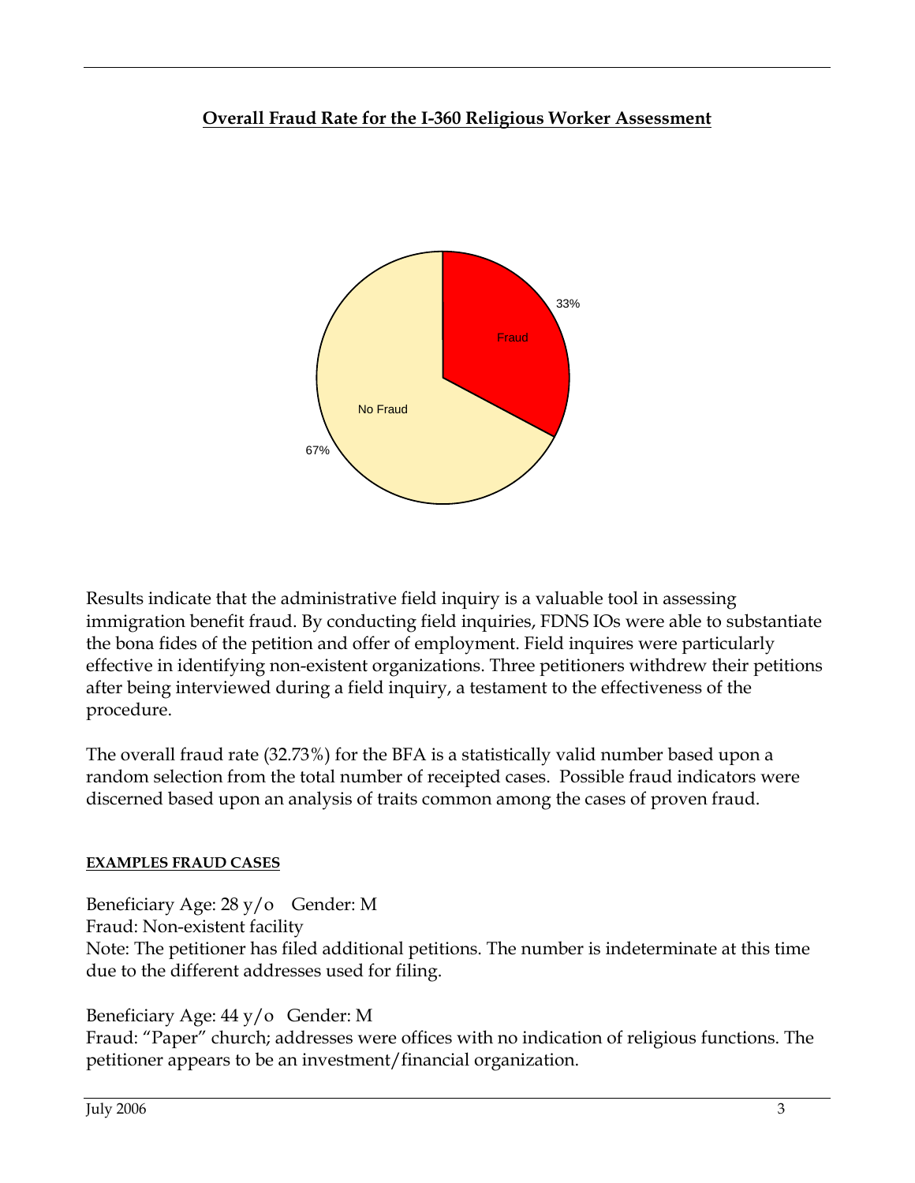**Overall Fraud Rate for the I-360 Religious Worker Assessment**

Results indicate that the administrative field inquiry is a valuable tool in assessing immigration benefit fraud. By conducting field inquiries, FDNS IOs were able to substantiate the bona fides of the petition and offer of employment. Field inquires were particularly effective in identifying non-existent organizations. Three petitioners withdrew their petitions after being interviewed during a field inquiry, a testament to the effectiveness of the procedure.

The overall fraud rate (32.73%) for the BFA is a statistically valid number based upon a random selection from the total number of receipted cases. Possible fraud indicators were discerned based upon an analysis of traits common among the cases of proven fraud.

**EXAMPLES FRAUD CASES**

Beneficiary Age: 28 y/o Gender: M
Fraud: Non-existent facility
Note: The petitioner has filed additional petitions. The number is indeterminate at this time due to the different addresses used for filing.

Beneficiary Age: 44 y/o Gender: M
Fraud: "Paper" church; addresses were offices with no indication of religious functions. The petitioner appears to be an investment/financial organization.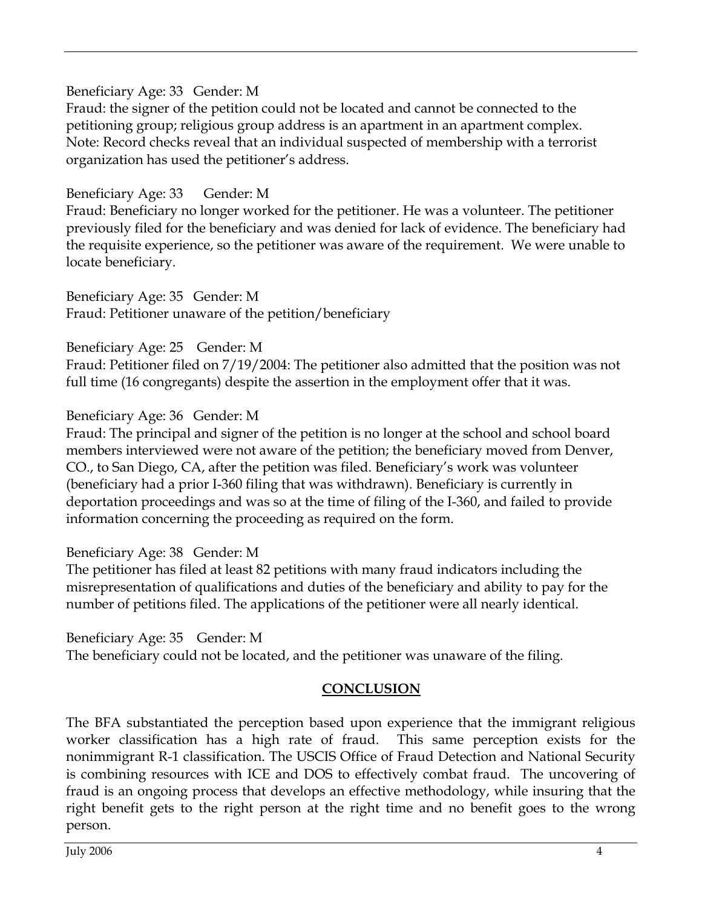Beneficiary Age: 33 Gender: M
Fraud: the signer of the petition could not be located and cannot be connected to the petitioning group; religious group address is an apartment in an apartment complex.
Note: Record checks reveal that an individual suspected of membership with a terrorist organization has used the petitioner's address.

Beneficiary Age: 33 Gender: M
Fraud: Beneficiary no longer worked for the petitioner. He was a volunteer. The petitioner previously filed for the beneficiary and was denied for lack of evidence. The beneficiary had the requisite experience, so the petitioner was aware of the requirement. We were unable to locate beneficiary.

Beneficiary Age: 35 Gender: M
Fraud: Petitioner unaware of the petition/beneficiary

Beneficiary Age: 25 Gender: M
Fraud: Petitioner filed on 7/19/2004: The petitioner also admitted that the position was not full time (16 congregants) despite the assertion in the employment offer that it was.

Beneficiary Age: 36 Gender: M
Fraud: The principal and signer of the petition is no longer at the school and school board members interviewed were not aware of the petition; the beneficiary moved from Denver, CO., to San Diego, CA, after the petition was filed. Beneficiary's work was volunteer (beneficiary had a prior I-360 filing that was withdrawn). Beneficiary is currently in deportation proceedings and was so at the time of filing of the I-360, and failed to provide information concerning the proceeding as required on the form.

Beneficiary Age: 38 Gender: M
The petitioner has filed at least 82 petitions with many fraud indicators including the misrepresentation of qualifications and duties of the beneficiary and ability to pay for the number of petitions filed. The applications of the petitioner were all nearly identical.

Beneficiary Age: 35 Gender: M
The beneficiary could not be located, and the petitioner was unaware of the filing.

## CONCLUSION

The BFA substantiated the perception based upon experience that the immigrant religious worker classification has a high rate of fraud. This same perception exists for the nonimmigrant R-1 classification. The USCIS Office of Fraud Detection and National Security is combining resources with ICE and DOS to effectively combat fraud. The uncovering of fraud is an ongoing process that develops an effective methodology, while insuring that the right benefit gets to the right person at the right time and no benefit goes to the wrong person.